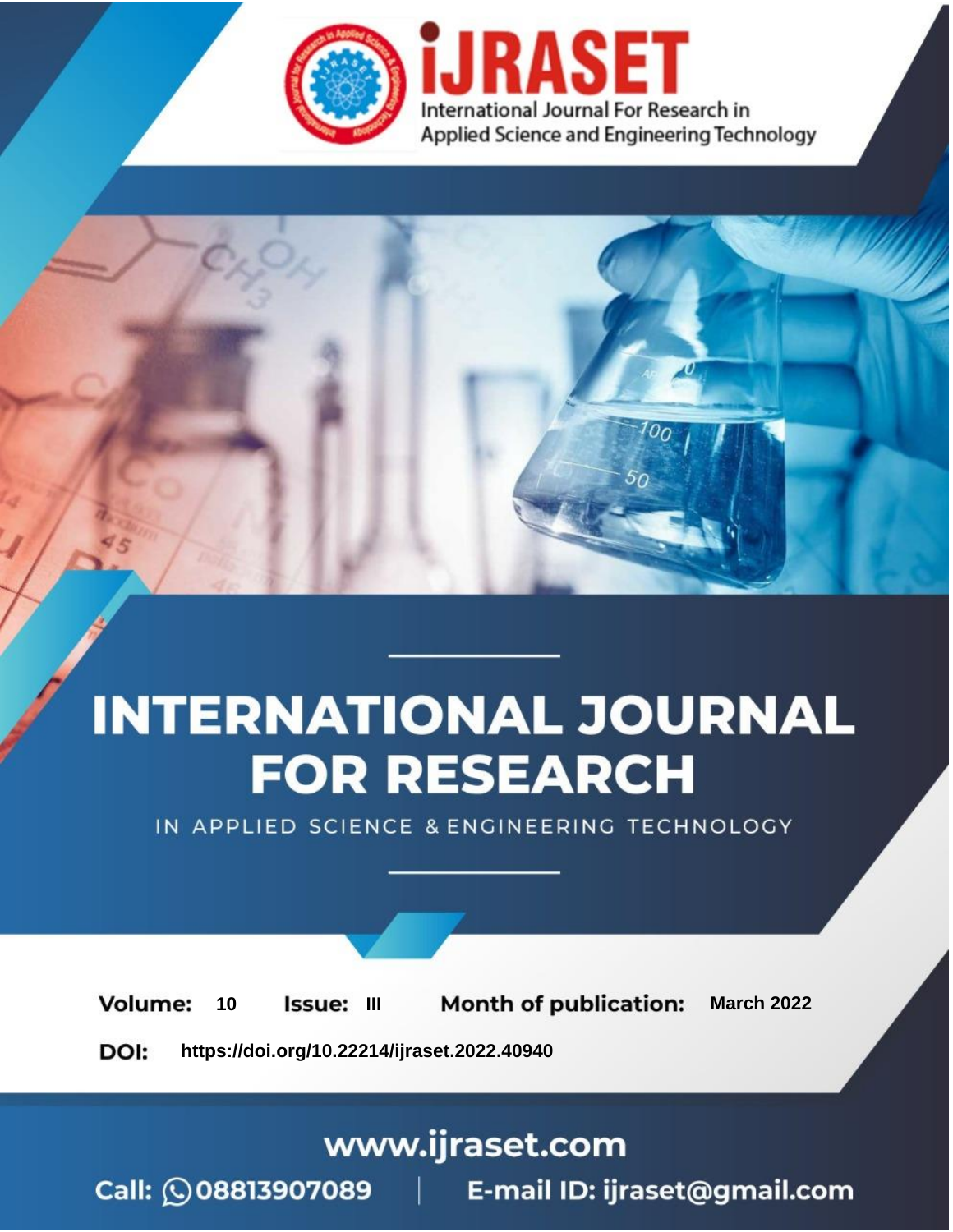iJRASET

International Journal For Research in Applied Science and Engineering Technology

# INTERNATIONAL JOURNAL FOR RESEARCH

IN APPLIED SCIENCE & ENGINEERING TECHNOLOGY

**Volume:** 10 **Issue:** III **Month of publication:** March 2022

**DOI:** https://doi.org/10.22214/ijraset.2022.40940

www.ijraset.com

Call: 08813907089 | E-mail ID: ijraset@gmail.com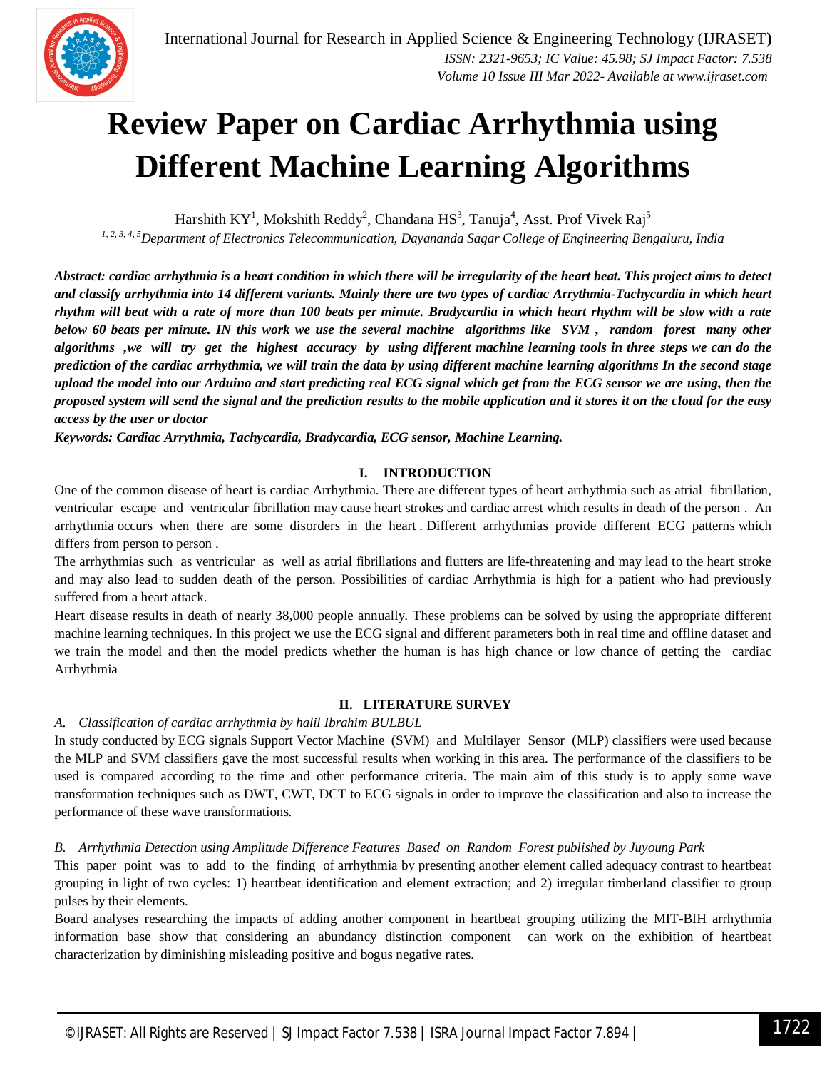# Review Paper on Cardiac Arrhythmia using Different Machine Learning Algorithms

Harshith KY[1], Mokshith Reddy[2], Chandana HS[3], Tanuja[4], Asst. Prof Vivek Raj[5]

[1, 2, 3, 4, 5]*Department of Electronics Telecommunication, Dayananda Sagar College of Engineering Bengaluru, India*

***Abstract: cardiac arrhythmia is a heart condition in which there will be irregularity of the heart beat. This project aims to detect and classify arrhythmia into 14 different variants. Mainly there are two types of cardiac Arrythmia-Tachycardia in which heart rhythm will beat with a rate of more than 100 beats per minute. Bradycardia in which heart rhythm will be slow with a rate below 60 beats per minute. IN this work we use the several machine algorithms like SVM , random forest many other algorithms ,we will try get the highest accuracy by using different machine learning tools in three steps we can do the prediction of the cardiac arrhythmia, we will train the data by using different machine learning algorithms In the second stage upload the model into our Arduino and start predicting real ECG signal which get from the ECG sensor we are using, then the proposed system will send the signal and the prediction results to the mobile application and it stores it on the cloud for the easy access by the user or doctor***

***Keywords: Cardiac Arrythmia, Tachycardia, Bradycardia, ECG sensor, Machine Learning.***

## I. INTRODUCTION

One of the common disease of heart is cardiac Arrhythmia. There are different types of heart arrhythmia such as atrial fibrillation, ventricular escape and ventricular fibrillation may cause heart strokes and cardiac arrest which results in death of the person . An arrhythmia occurs when there are some disorders in the heart . Different arrhythmias provide different ECG patterns which differs from person to person .

The arrhythmias such as ventricular as well as atrial fibrillations and flutters are life-threatening and may lead to the heart stroke and may also lead to sudden death of the person. Possibilities of cardiac Arrhythmia is high for a patient who had previously suffered from a heart attack.

Heart disease results in death of nearly 38,000 people annually. These problems can be solved by using the appropriate different machine learning techniques. In this project we use the ECG signal and different parameters both in real time and offline dataset and we train the model and then the model predicts whether the human is has high chance or low chance of getting the cardiac Arrhythmia

## II. LITERATURE SURVEY

### *A. Classification of cardiac arrhythmia by halil Ibrahim BULBUL*

In study conducted by ECG signals Support Vector Machine (SVM) and Multilayer Sensor (MLP) classifiers were used because the MLP and SVM classifiers gave the most successful results when working in this area. The performance of the classifiers to be used is compared according to the time and other performance criteria. The main aim of this study is to apply some wave transformation techniques such as DWT, CWT, DCT to ECG signals in order to improve the classification and also to increase the performance of these wave transformations.

### *B. Arrhythmia Detection using Amplitude Difference Features Based on Random Forest published by Juyoung Park*

This paper point was to add to the finding of arrhythmia by presenting another element called adequacy contrast to heartbeat grouping in light of two cycles: 1) heartbeat identification and element extraction; and 2) irregular timberland classifier to group pulses by their elements.

Board analyses researching the impacts of adding another component in heartbeat grouping utilizing the MIT-BIH arrhythmia information base show that considering an abundancy distinction component can work on the exhibition of heartbeat characterization by diminishing misleading positive and bogus negative rates.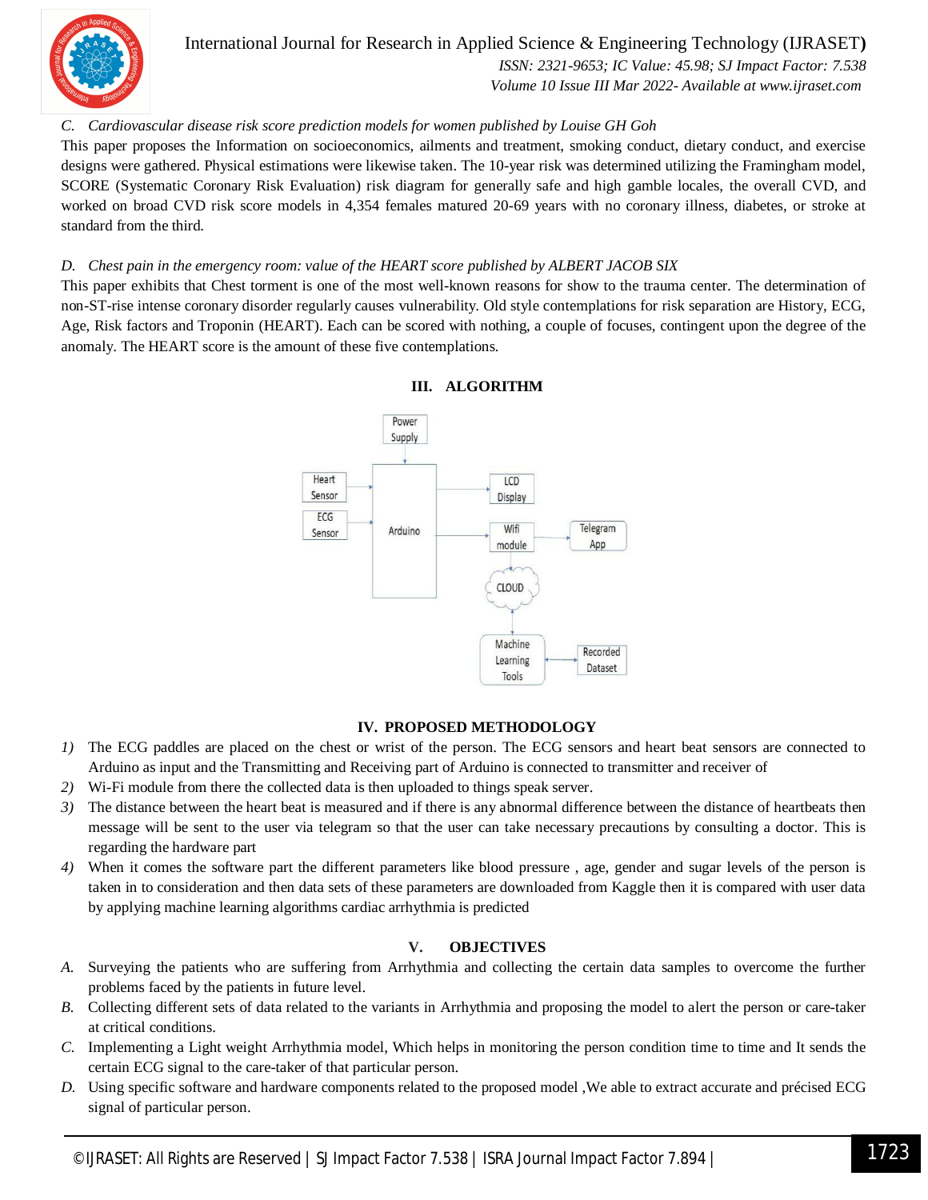*C. Cardiovascular disease risk score prediction models for women published by Louise GH Goh*

This paper proposes the Information on socioeconomics, ailments and treatment, smoking conduct, dietary conduct, and exercise designs were gathered. Physical estimations were likewise taken. The 10-year risk was determined utilizing the Framingham model, SCORE (Systematic Coronary Risk Evaluation) risk diagram for generally safe and high gamble locales, the overall CVD, and worked on broad CVD risk score models in 4,354 females matured 20-69 years with no coronary illness, diabetes, or stroke at standard from the third.

*D. Chest pain in the emergency room: value of the HEART score published by ALBERT JACOB SIX*

This paper exhibits that Chest torment is one of the most well-known reasons for show to the trauma center. The determination of non-ST-rise intense coronary disorder regularly causes vulnerability. Old style contemplations for risk separation are History, ECG, Age, Risk factors and Troponin (HEART). Each can be scored with nothing, a couple of focuses, contingent upon the degree of the anomaly. The HEART score is the amount of these five contemplations.

## III. ALGORITHM

Power Supply
Heart Sensor
ECG Sensor
Arduino
LCD Display
Wifi module
Telegram App
CLOUD
Machine Learning Tools
Recorded Dataset

## IV. PROPOSED METHODOLOGY

1) The ECG paddles are placed on the chest or wrist of the person. The ECG sensors and heart beat sensors are connected to Arduino as input and the Transmitting and Receiving part of Arduino is connected to transmitter and receiver of
2) Wi-Fi module from there the collected data is then uploaded to things speak server.
3) The distance between the heart beat is measured and if there is any abnormal difference between the distance of heartbeats then message will be sent to the user via telegram so that the user can take necessary precautions by consulting a doctor. This is regarding the hardware part
4) When it comes the software part the different parameters like blood pressure , age, gender and sugar levels of the person is taken in to consideration and then data sets of these parameters are downloaded from Kaggle then it is compared with user data by applying machine learning algorithms cardiac arrhythmia is predicted

## V. OBJECTIVES

A. Surveying the patients who are suffering from Arrhythmia and collecting the certain data samples to overcome the further problems faced by the patients in future level.

B. Collecting different sets of data related to the variants in Arrhythmia and proposing the model to alert the person or care-taker at critical conditions.

C. Implementing a Light weight Arrhythmia model, Which helps in monitoring the person condition time to time and It sends the certain ECG signal to the care-taker of that particular person.

D. Using specific software and hardware components related to the proposed model ,We able to extract accurate and précised ECG signal of particular person.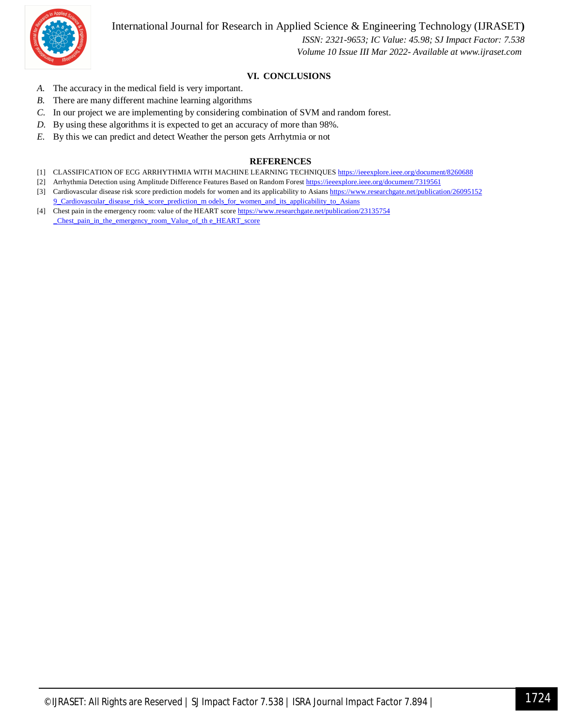## VI. CONCLUSIONS

*A.* The accuracy in the medical field is very important.

*B.* There are many different machine learning algorithms

*C.* In our project we are implementing by considering combination of SVM and random forest.

*D.* By using these algorithms it is expected to get an accuracy of more than 98%.

*E.* By this we can predict and detect Weather the person gets Arrhytmia or not

## REFERENCES

[1] CLASSIFICATION OF ECG ARRHYTHMIA WITH MACHINE LEARNING TECHNIQUES https://ieeexplore.ieee.org/document/8260688

[2] Arrhythmia Detection using Amplitude Difference Features Based on Random Forest https://ieeexplore.ieee.org/document/7319561

[3] Cardiovascular disease risk score prediction models for women and its applicability to Asians https://www.researchgate.net/publication/260951529_Cardiovascular_disease_risk_score_prediction_m odels_for_women_and_its_applicability_to_Asians

[4] Chest pain in the emergency room: value of the HEART score https://www.researchgate.net/publication/23135754_Chest_pain_in_the_emergency_room_Value_of_th e_HEART_score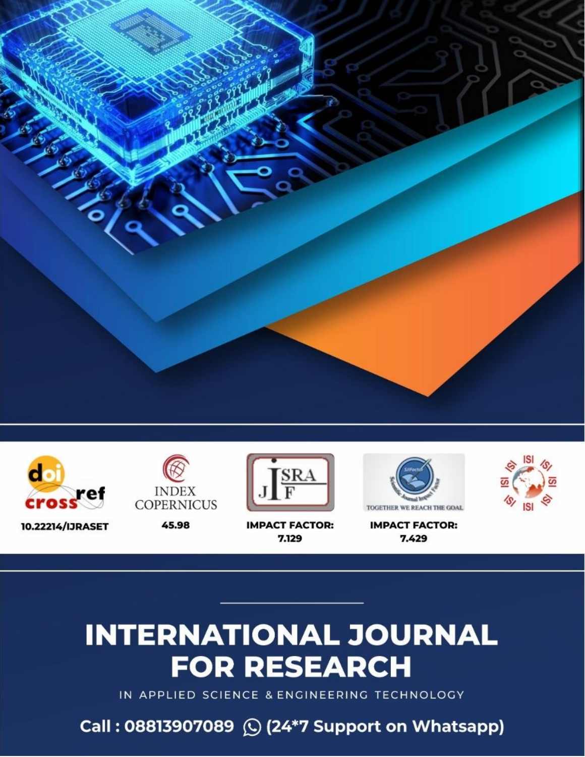10.22214/IJRASET

45.98

IMPACT FACTOR: 7.129

IMPACT FACTOR: 7.429

# INTERNATIONAL JOURNAL FOR RESEARCH

IN APPLIED SCIENCE & ENGINEERING TECHNOLOGY

Call : 08813907089 (24*7 Support on Whatsapp)